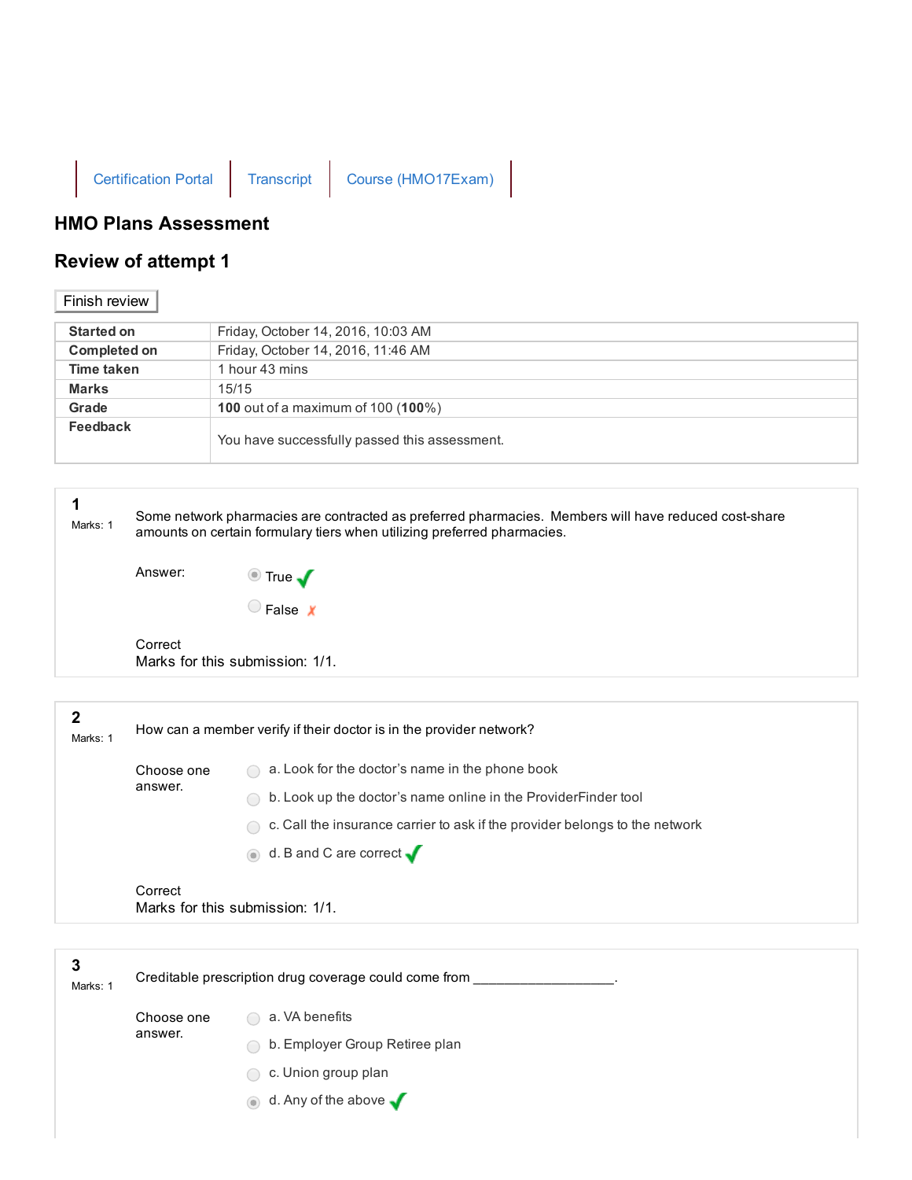Certification Portal | Transcript | Course (HMO17Exam)

## HMO Plans Assessment

## Review of attempt 1

Finish review

| | |
|---|---|
| **Started on** | Friday, October 14, 2016, 10:03 AM |
| **Completed on** | Friday, October 14, 2016, 11:46 AM |
| **Time taken** | 1 hour 43 mins |
| **Marks** | 15/15 |
| **Grade** | **100** out of a maximum of 100 (**100**%) |
| **Feedback** | You have successfully passed this assessment. |

**1**
Marks: 1

Some network pharmacies are contracted as preferred pharmacies. Members will have reduced cost-share amounts on certain formulary tiers when utilizing preferred pharmacies.

Answer:

- (●) True ✓
- ( ) False ✗

Correct
Marks for this submission: 1/1.

**2**
Marks: 1

How can a member verify if their doctor is in the provider network?

Choose one answer.

- ( ) a. Look for the doctor's name in the phone book
- ( ) b. Look up the doctor's name online in the ProviderFinder tool
- ( ) c. Call the insurance carrier to ask if the provider belongs to the network
- (●) d. B and C are correct ✓

Correct
Marks for this submission: 1/1.

**3**
Marks: 1

Creditable prescription drug coverage could come from ___________________.

Choose one answer.

- ( ) a. VA benefits
- ( ) b. Employer Group Retiree plan
- ( ) c. Union group plan
- (●) d. Any of the above ✓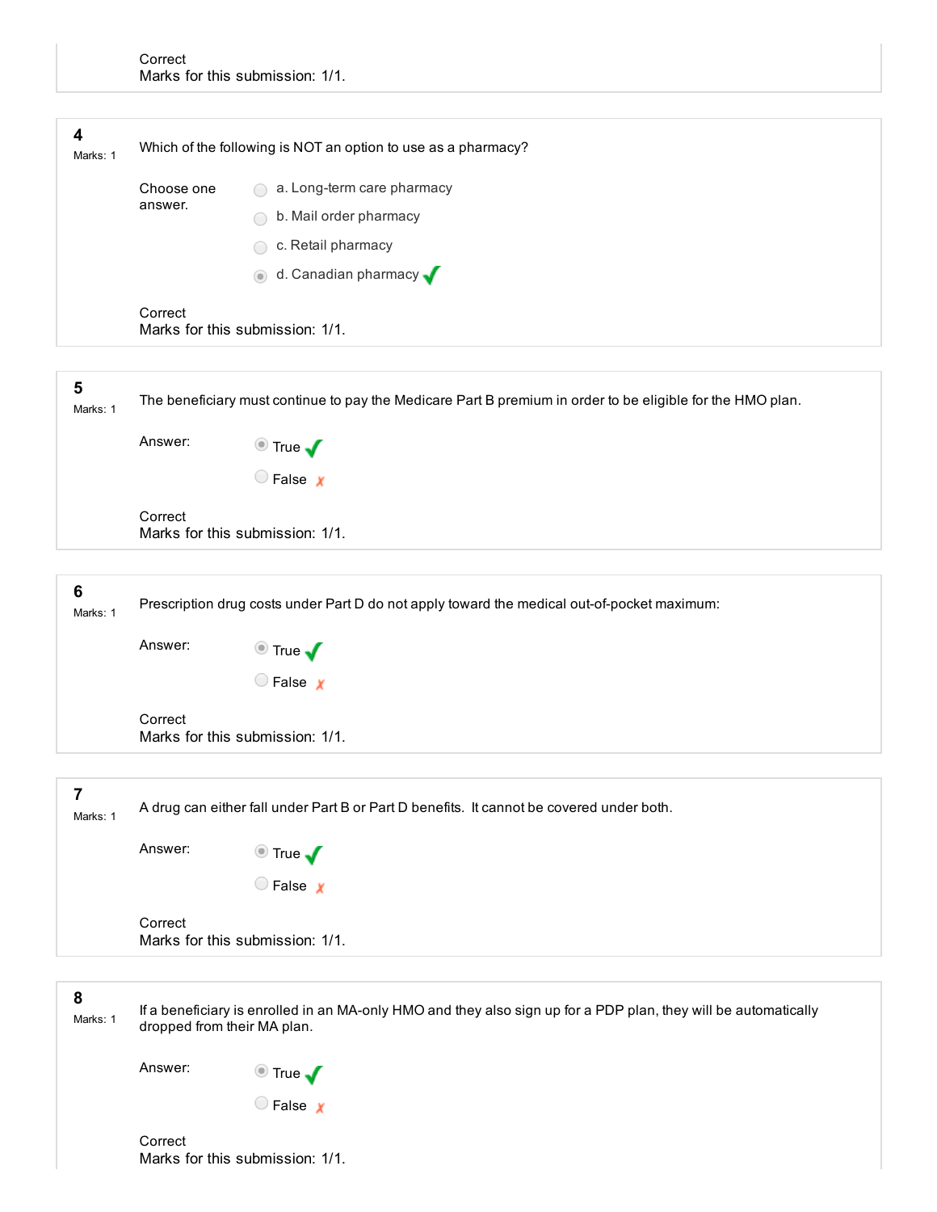Correct
Marks for this submission: 1/1.

**4**
Marks: 1

Which of the following is NOT an option to use as a pharmacy?

Choose one answer.

- a. Long-term care pharmacy
- b. Mail order pharmacy
- c. Retail pharmacy
- d. Canadian pharmacy ✓

Correct
Marks for this submission: 1/1.

**5**
Marks: 1

The beneficiary must continue to pay the Medicare Part B premium in order to be eligible for the HMO plan.

Answer:

- True ✓
- False ✗

Correct
Marks for this submission: 1/1.

**6**
Marks: 1

Prescription drug costs under Part D do not apply toward the medical out-of-pocket maximum:

Answer:

- True ✓
- False ✗

Correct
Marks for this submission: 1/1.

**7**
Marks: 1

A drug can either fall under Part B or Part D benefits. It cannot be covered under both.

Answer:

- True ✓
- False ✗

Correct
Marks for this submission: 1/1.

**8**
Marks: 1

If a beneficiary is enrolled in an MA-only HMO and they also sign up for a PDP plan, they will be automatically dropped from their MA plan.

Answer:

- True ✓
- False ✗

Correct
Marks for this submission: 1/1.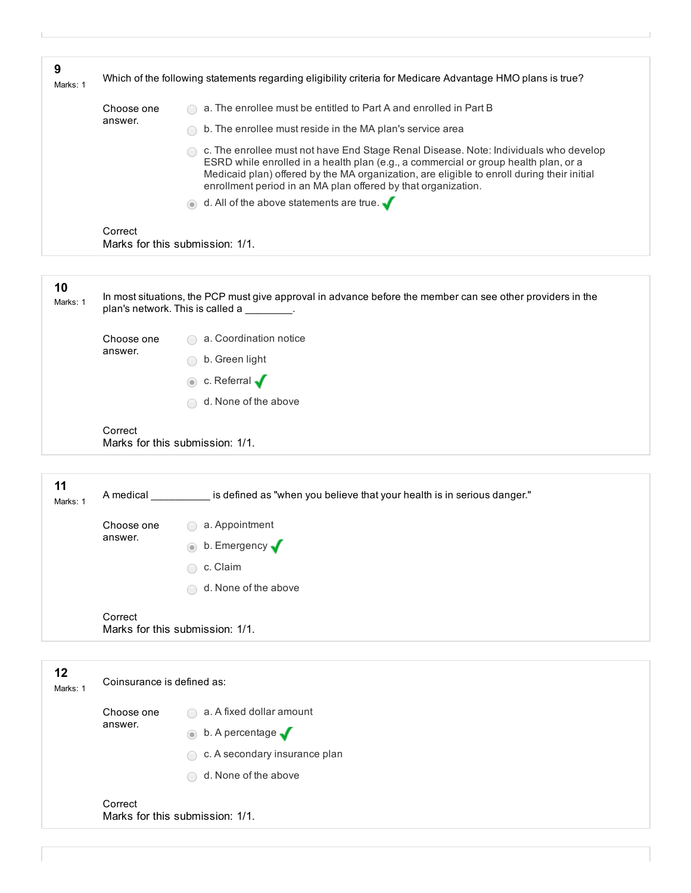## 9

Marks: 1

Which of the following statements regarding eligibility criteria for Medicare Advantage HMO plans is true?

Choose one answer.

- a. The enrollee must be entitled to Part A and enrolled in Part B
- b. The enrollee must reside in the MA plan's service area
- c. The enrollee must not have End Stage Renal Disease. Note: Individuals who develop ESRD while enrolled in a health plan (e.g., a commercial or group health plan, or a Medicaid plan) offered by the MA organization, are eligible to enroll during their initial enrollment period in an MA plan offered by that organization.
- d. All of the above statements are true. ✓

Correct

Marks for this submission: 1/1.

## 10

Marks: 1

In most situations, the PCP must give approval in advance before the member can see other providers in the plan's network. This is called a ________.

Choose one answer.

- a. Coordination notice
- b. Green light
- c. Referral ✓
- d. None of the above

Correct

Marks for this submission: 1/1.

## 11

Marks: 1

A medical __________ is defined as "when you believe that your health is in serious danger."

Choose one answer.

- a. Appointment
- b. Emergency ✓
- c. Claim
- d. None of the above

Correct

Marks for this submission: 1/1.

## 12

Marks: 1

Coinsurance is defined as:

Choose one answer.

- a. A fixed dollar amount
- b. A percentage ✓
- c. A secondary insurance plan
- d. None of the above

Correct

Marks for this submission: 1/1.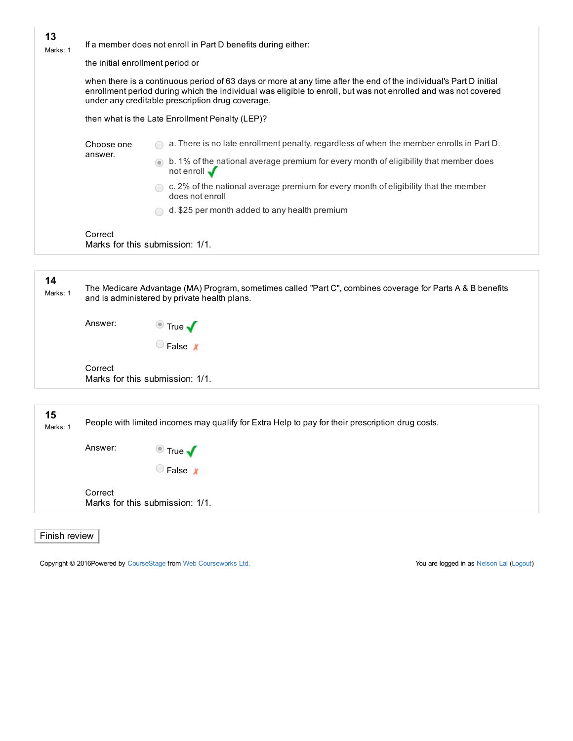**13**
Marks: 1

If a member does not enroll in Part D benefits during either:

the initial enrollment period or

when there is a continuous period of 63 days or more at any time after the end of the individual's Part D initial enrollment period during which the individual was eligible to enroll, but was not enrolled and was not covered under any creditable prescription drug coverage,

then what is the Late Enrollment Penalty (LEP)?

Choose one answer.

- a. There is no late enrollment penalty, regardless of when the member enrolls in Part D.
- b. 1% of the national average premium for every month of eligibility that member does not enroll ✓
- c. 2% of the national average premium for every month of eligibility that the member does not enroll
- d. $25 per month added to any health premium

Correct
Marks for this submission: 1/1.

**14**
Marks: 1

The Medicare Advantage (MA) Program, sometimes called "Part C", combines coverage for Parts A & B benefits and is administered by private health plans.

Answer:

- True ✓
- False ✗

Correct
Marks for this submission: 1/1.

**15**
Marks: 1

People with limited incomes may qualify for Extra Help to pay for their prescription drug costs.

Answer:

- True ✓
- False ✗

Correct
Marks for this submission: 1/1.

Finish review

Copyright © 2016Powered by CourseStage from Web Courseworks Ltd.

You are logged in as Nelson Lai (Logout)